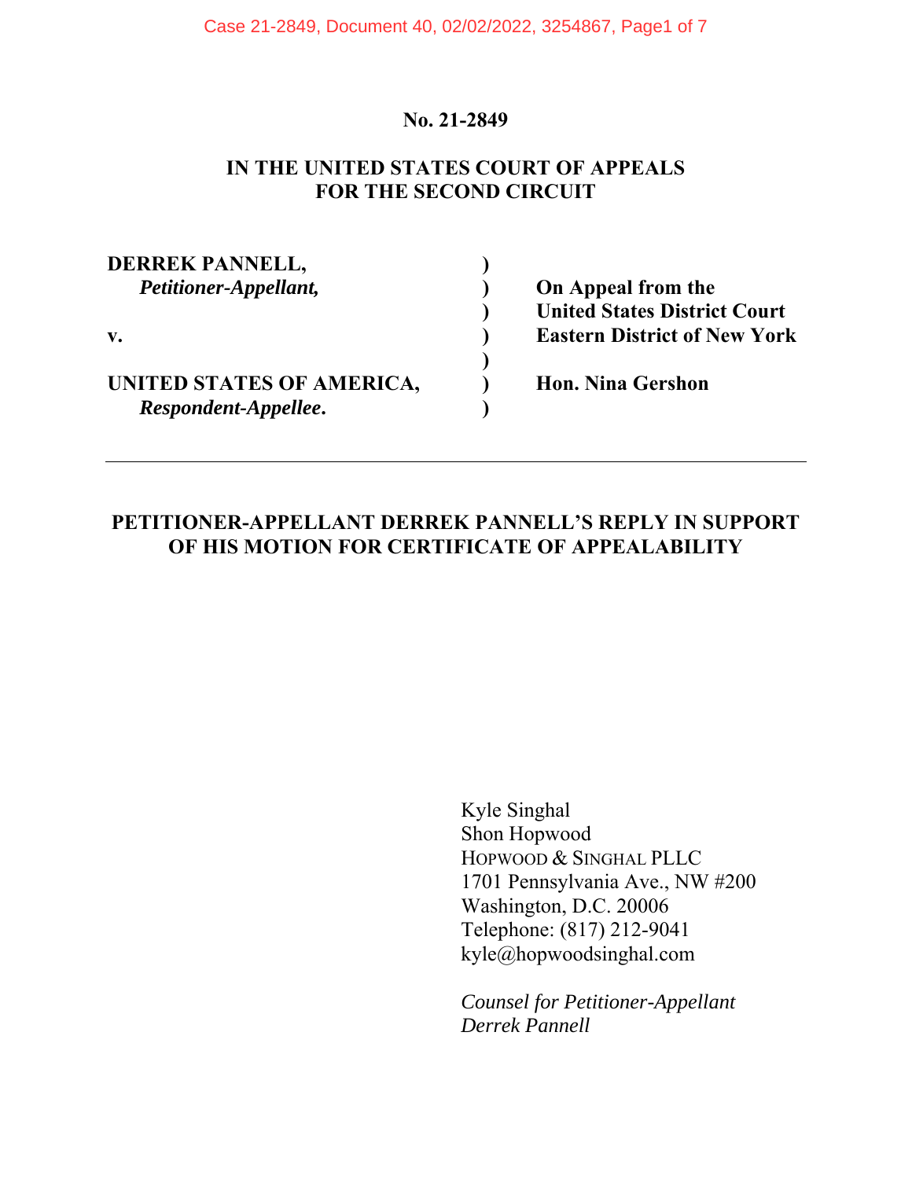**No. 21-2849**

**IN THE UNITED STATES COURT OF APPEALS
FOR THE SECOND CIRCUIT**

| | | |
|---|---|---|
| **DERREK PANNELL,** | **)** | |
| ***Petitioner-Appellant,*** | **)** | **On Appeal from the** |
| | **)** | **United States District Court** |
| **v.** | **)** | **Eastern District of New York** |
| | **)** | |
| **UNITED STATES OF AMERICA,** | **)** | **Hon. Nina Gershon** |
| ***Respondent-Appellee*.** | **)** | |

---

**PETITIONER-APPELLANT DERREK PANNELL'S REPLY IN SUPPORT OF HIS MOTION FOR CERTIFICATE OF APPEALABILITY**

Kyle Singhal
Shon Hopwood
HOPWOOD & SINGHAL PLLC
1701 Pennsylvania Ave., NW #200
Washington, D.C. 20006
Telephone: (817) 212-9041
kyle@hopwoodsinghal.com

*Counsel for Petitioner-Appellant Derrek Pannell*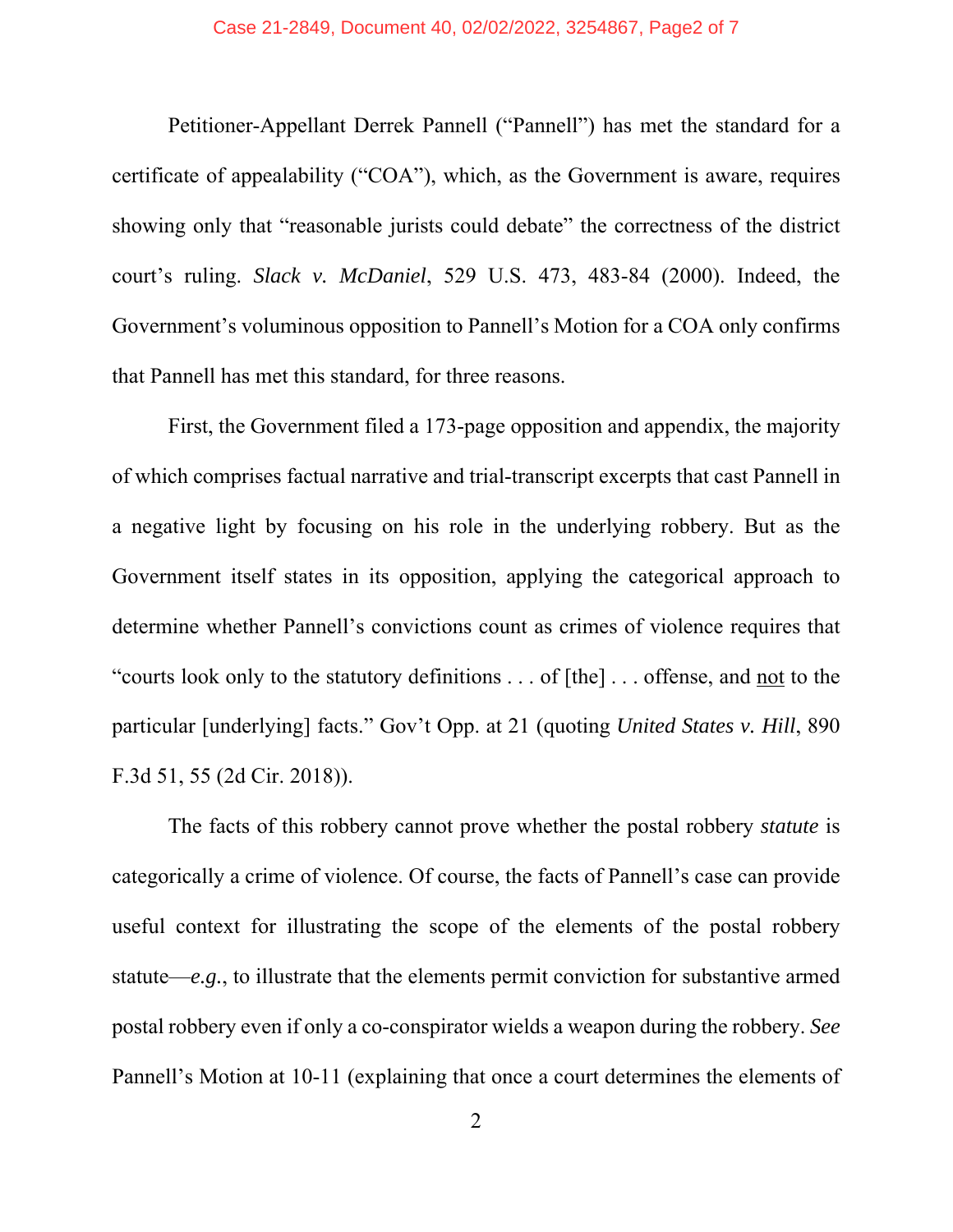Petitioner-Appellant Derrek Pannell ("Pannell") has met the standard for a certificate of appealability ("COA"), which, as the Government is aware, requires showing only that "reasonable jurists could debate" the correctness of the district court's ruling. *Slack v. McDaniel*, 529 U.S. 473, 483-84 (2000). Indeed, the Government's voluminous opposition to Pannell's Motion for a COA only confirms that Pannell has met this standard, for three reasons.

First, the Government filed a 173-page opposition and appendix, the majority of which comprises factual narrative and trial-transcript excerpts that cast Pannell in a negative light by focusing on his role in the underlying robbery. But as the Government itself states in its opposition, applying the categorical approach to determine whether Pannell's convictions count as crimes of violence requires that "courts look only to the statutory definitions . . . of [the] . . . offense, and <u>not</u> to the particular [underlying] facts." Gov't Opp. at 21 (quoting *United States v. Hill*, 890 F.3d 51, 55 (2d Cir. 2018)).

The facts of this robbery cannot prove whether the postal robbery *statute* is categorically a crime of violence. Of course, the facts of Pannell's case can provide useful context for illustrating the scope of the elements of the postal robbery statute—*e.g.*, to illustrate that the elements permit conviction for substantive armed postal robbery even if only a co-conspirator wields a weapon during the robbery. *See* Pannell's Motion at 10-11 (explaining that once a court determines the elements of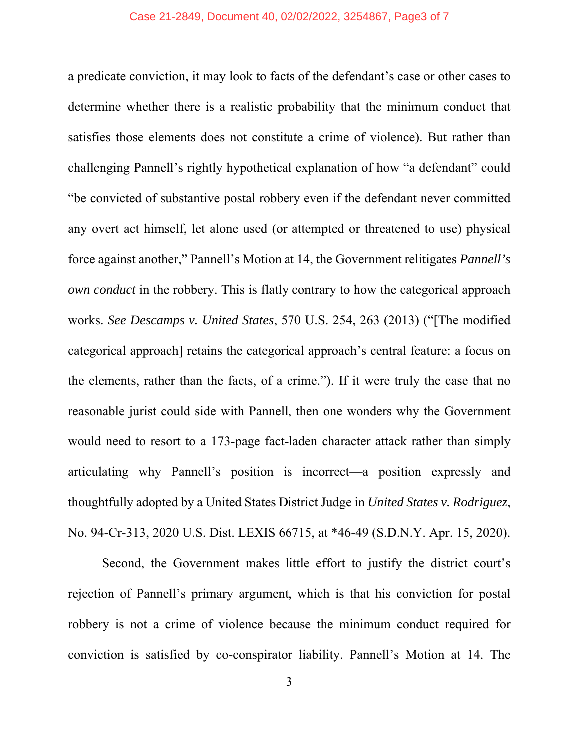a predicate conviction, it may look to facts of the defendant's case or other cases to determine whether there is a realistic probability that the minimum conduct that satisfies those elements does not constitute a crime of violence). But rather than challenging Pannell's rightly hypothetical explanation of how "a defendant" could "be convicted of substantive postal robbery even if the defendant never committed any overt act himself, let alone used (or attempted or threatened to use) physical force against another," Pannell's Motion at 14, the Government relitigates *Pannell's own conduct* in the robbery. This is flatly contrary to how the categorical approach works. *See Descamps v. United States*, 570 U.S. 254, 263 (2013) ("[The modified categorical approach] retains the categorical approach's central feature: a focus on the elements, rather than the facts, of a crime."). If it were truly the case that no reasonable jurist could side with Pannell, then one wonders why the Government would need to resort to a 173-page fact-laden character attack rather than simply articulating why Pannell's position is incorrect—a position expressly and thoughtfully adopted by a United States District Judge in *United States v. Rodriguez*, No. 94-Cr-313, 2020 U.S. Dist. LEXIS 66715, at *46-49 (S.D.N.Y. Apr. 15, 2020).

Second, the Government makes little effort to justify the district court's rejection of Pannell's primary argument, which is that his conviction for postal robbery is not a crime of violence because the minimum conduct required for conviction is satisfied by co-conspirator liability. Pannell's Motion at 14. The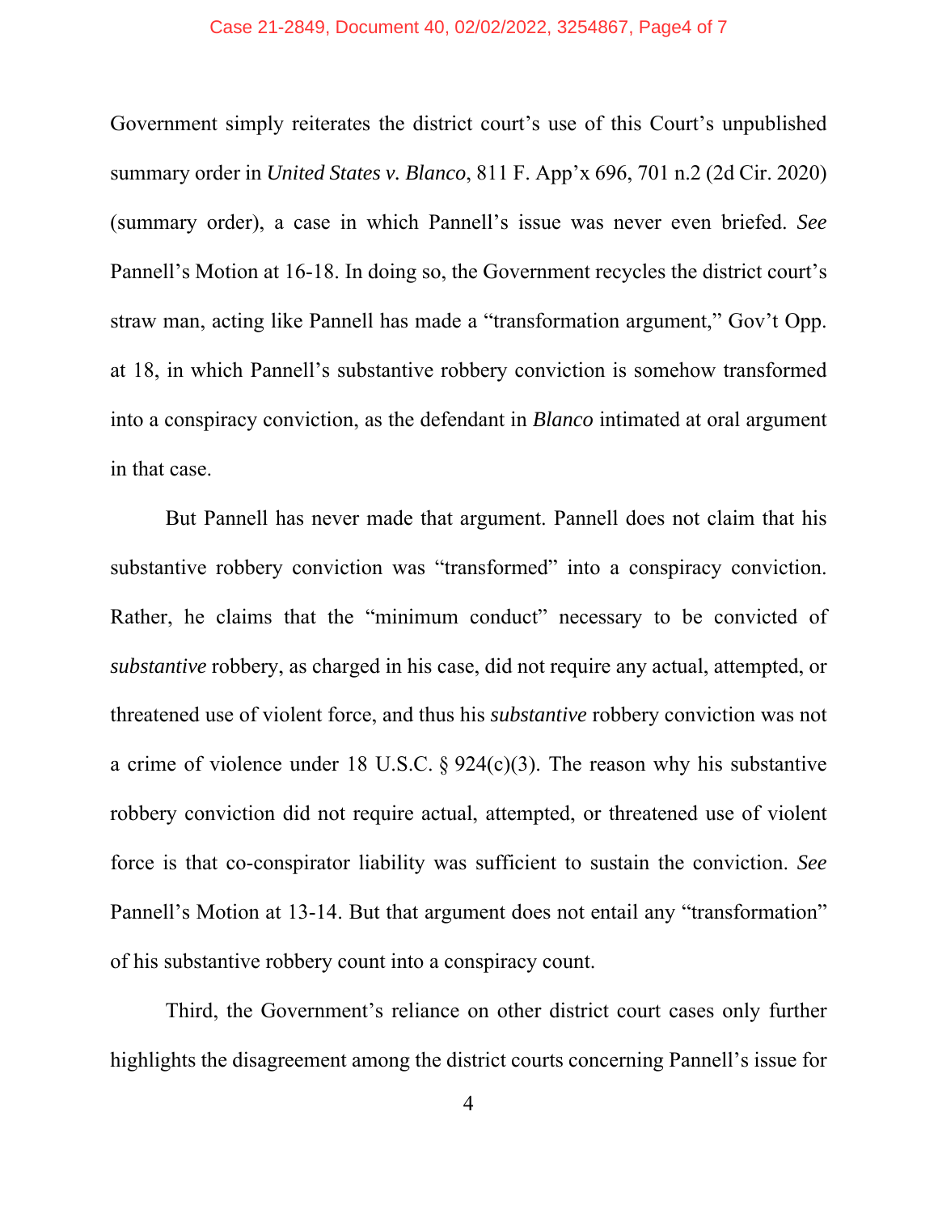Government simply reiterates the district court's use of this Court's unpublished summary order in *United States v. Blanco*, 811 F. App'x 696, 701 n.2 (2d Cir. 2020) (summary order), a case in which Pannell's issue was never even briefed. *See* Pannell's Motion at 16-18. In doing so, the Government recycles the district court's straw man, acting like Pannell has made a "transformation argument," Gov't Opp. at 18, in which Pannell's substantive robbery conviction is somehow transformed into a conspiracy conviction, as the defendant in *Blanco* intimated at oral argument in that case.

But Pannell has never made that argument. Pannell does not claim that his substantive robbery conviction was "transformed" into a conspiracy conviction. Rather, he claims that the "minimum conduct" necessary to be convicted of *substantive* robbery, as charged in his case, did not require any actual, attempted, or threatened use of violent force, and thus his *substantive* robbery conviction was not a crime of violence under 18 U.S.C. § 924(c)(3). The reason why his substantive robbery conviction did not require actual, attempted, or threatened use of violent force is that co-conspirator liability was sufficient to sustain the conviction. *See* Pannell's Motion at 13-14. But that argument does not entail any "transformation" of his substantive robbery count into a conspiracy count.

Third, the Government's reliance on other district court cases only further highlights the disagreement among the district courts concerning Pannell's issue for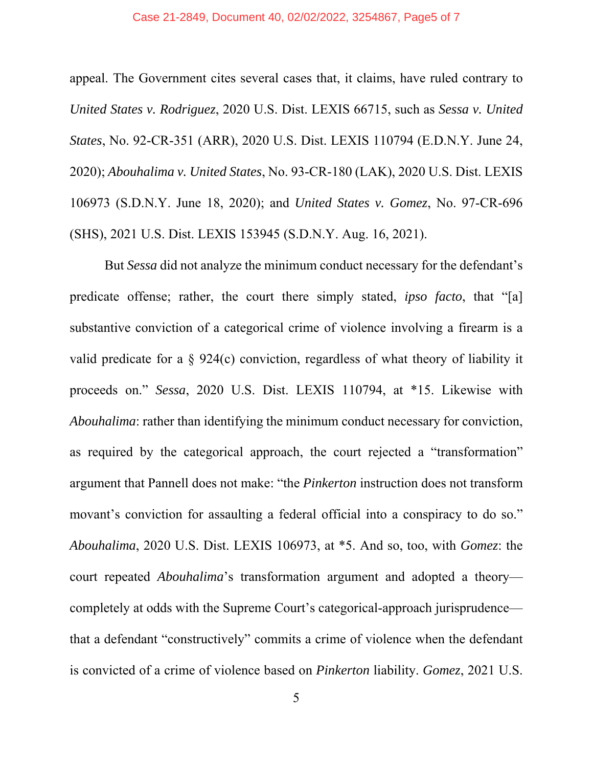appeal. The Government cites several cases that, it claims, have ruled contrary to *United States v. Rodriguez*, 2020 U.S. Dist. LEXIS 66715, such as *Sessa v. United States*, No. 92-CR-351 (ARR), 2020 U.S. Dist. LEXIS 110794 (E.D.N.Y. June 24, 2020); *Abouhalima v. United States*, No. 93-CR-180 (LAK), 2020 U.S. Dist. LEXIS 106973 (S.D.N.Y. June 18, 2020); and *United States v. Gomez*, No. 97-CR-696 (SHS), 2021 U.S. Dist. LEXIS 153945 (S.D.N.Y. Aug. 16, 2021).

But *Sessa* did not analyze the minimum conduct necessary for the defendant's predicate offense; rather, the court there simply stated, *ipso facto*, that "[a] substantive conviction of a categorical crime of violence involving a firearm is a valid predicate for a § 924(c) conviction, regardless of what theory of liability it proceeds on." *Sessa*, 2020 U.S. Dist. LEXIS 110794, at *15. Likewise with *Abouhalima*: rather than identifying the minimum conduct necessary for conviction, as required by the categorical approach, the court rejected a "transformation" argument that Pannell does not make: "the *Pinkerton* instruction does not transform movant's conviction for assaulting a federal official into a conspiracy to do so." *Abouhalima*, 2020 U.S. Dist. LEXIS 106973, at *5. And so, too, with *Gomez*: the court repeated *Abouhalima*'s transformation argument and adopted a theory—completely at odds with the Supreme Court's categorical-approach jurisprudence—that a defendant "constructively" commits a crime of violence when the defendant is convicted of a crime of violence based on *Pinkerton* liability. *Gomez*, 2021 U.S.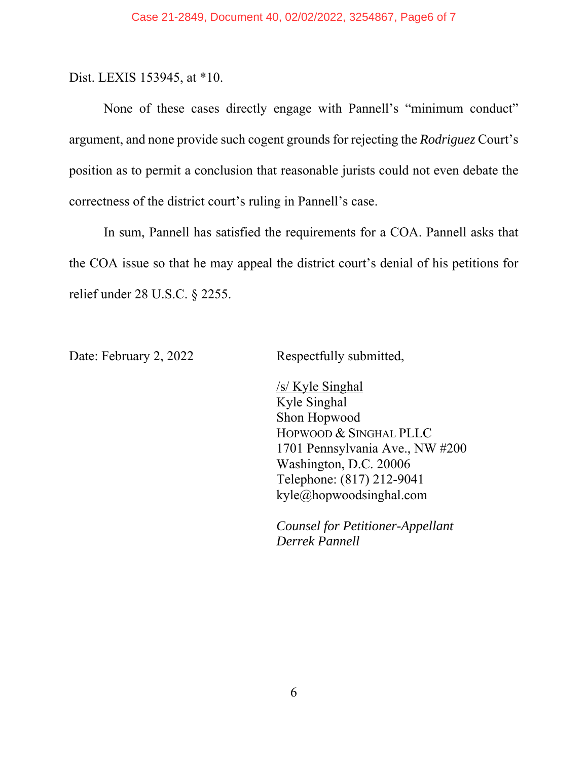Dist. LEXIS 153945, at *10.

None of these cases directly engage with Pannell's "minimum conduct" argument, and none provide such cogent grounds for rejecting the *Rodriguez* Court's position as to permit a conclusion that reasonable jurists could not even debate the correctness of the district court's ruling in Pannell's case.

In sum, Pannell has satisfied the requirements for a COA. Pannell asks that the COA issue so that he may appeal the district court's denial of his petitions for relief under 28 U.S.C. § 2255.

Date: February 2, 2022

Respectfully submitted,

/s/ Kyle Singhal
Kyle Singhal
Shon Hopwood
HOPWOOD & SINGHAL PLLC
1701 Pennsylvania Ave., NW #200
Washington, D.C. 20006
Telephone: (817) 212-9041
kyle@hopwoodsinghal.com

*Counsel for Petitioner-Appellant Derrek Pannell*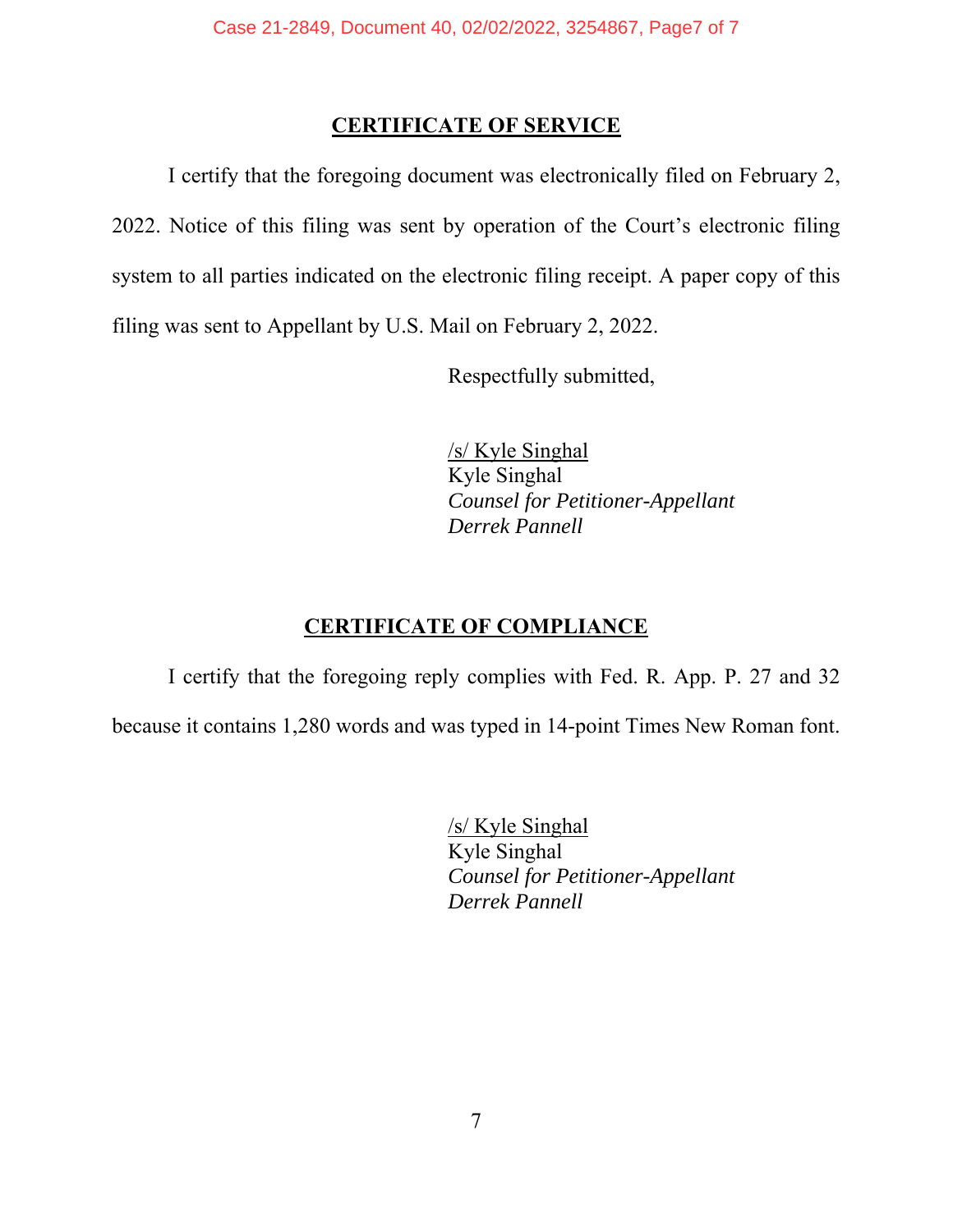## **CERTIFICATE OF SERVICE**

I certify that the foregoing document was electronically filed on February 2, 2022. Notice of this filing was sent by operation of the Court's electronic filing system to all parties indicated on the electronic filing receipt. A paper copy of this filing was sent to Appellant by U.S. Mail on February 2, 2022.

Respectfully submitted,

/s/ Kyle Singhal
Kyle Singhal
*Counsel for Petitioner-Appellant*
*Derrek Pannell*

## **CERTIFICATE OF COMPLIANCE**

I certify that the foregoing reply complies with Fed. R. App. P. 27 and 32 because it contains 1,280 words and was typed in 14-point Times New Roman font.

/s/ Kyle Singhal
Kyle Singhal
*Counsel for Petitioner-Appellant*
*Derrek Pannell*